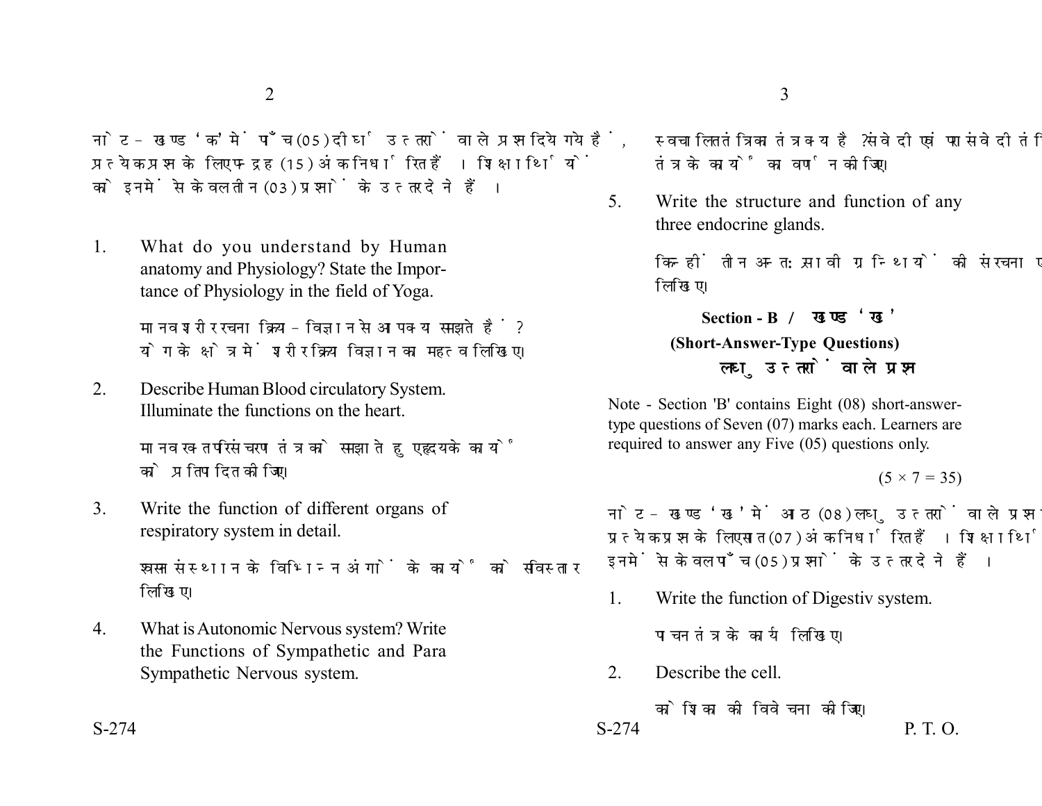नोट - खण्ड 'क' में पाँच (05) दीर्घ उत्तरों वाले प्रश्न दिये गये हैं, प्रत्येक प्रश्न के लिए पन्द्रह (15) अंक निर्धारित हैं। शिक्षार्थियों को इनमें से केवल तीन (03) प्रश्नों के उत्तर देने हैं।

1. What do you understand by Human anatomy and Physiology? State the Importance of Physiology in the field of Yoga.

   मानव शरीर रचना क्रिया-विज्ञान से आप क्या समझते हैं? योग के क्षेत्र में शरीर क्रिया विज्ञान का महत्व लिखिए।

2. Describe Human Blood circulatory System. Illuminate the functions on the heart.

   मानव रक्त परिसंचरण तंत्र को समझाते हुए हृदय के कार्यों को प्रतिपादित कीजिए।

3. Write the function of different organs of respiratory system in detail.

   श्वसन संस्थान के विभिन्न अंगों के कार्यों को सविस्तार लिखिए।

4. What is Autonomic Nervous system? Write the Functions of Sympathetic and Para Sympathetic Nervous system.

   स्वचालित तंत्रिका तंत्र क्या है? संवेदी एवं परासंवेदी तंत्रिका तंत्र के कार्यों का वर्णन कीजिए।

5. Write the structure and function of any three endocrine glands.

   किन्हीं तीन अन्तःस्रावी ग्रन्थियों की संरचना एवं कार्य लिखिए।

## Section - B / खण्ड 'ख'

### (Short-Answer-Type Questions)

### लघु उत्तरों वाले प्रश्न

Note - Section 'B' contains Eight (08) short-answer-type questions of Seven (07) marks each. Learners are required to answer any Five (05) questions only.

(5 × 7 = 35)

नोट - खण्ड 'ख' में आठ (08) लघु उत्तरों वाले प्रश्न दिये गये हैं, प्रत्येक प्रश्न के लिए सात (07) अंक निर्धारित हैं। शिक्षार्थियों को इनमें से केवल पाँच (05) प्रश्नों के उत्तर देने हैं।

1. Write the function of Digestiv system.

   पाचन तंत्र के कार्य लिखिए।

2. Describe the cell.

   कोशिका की विवेचना कीजिए।

P. T. O.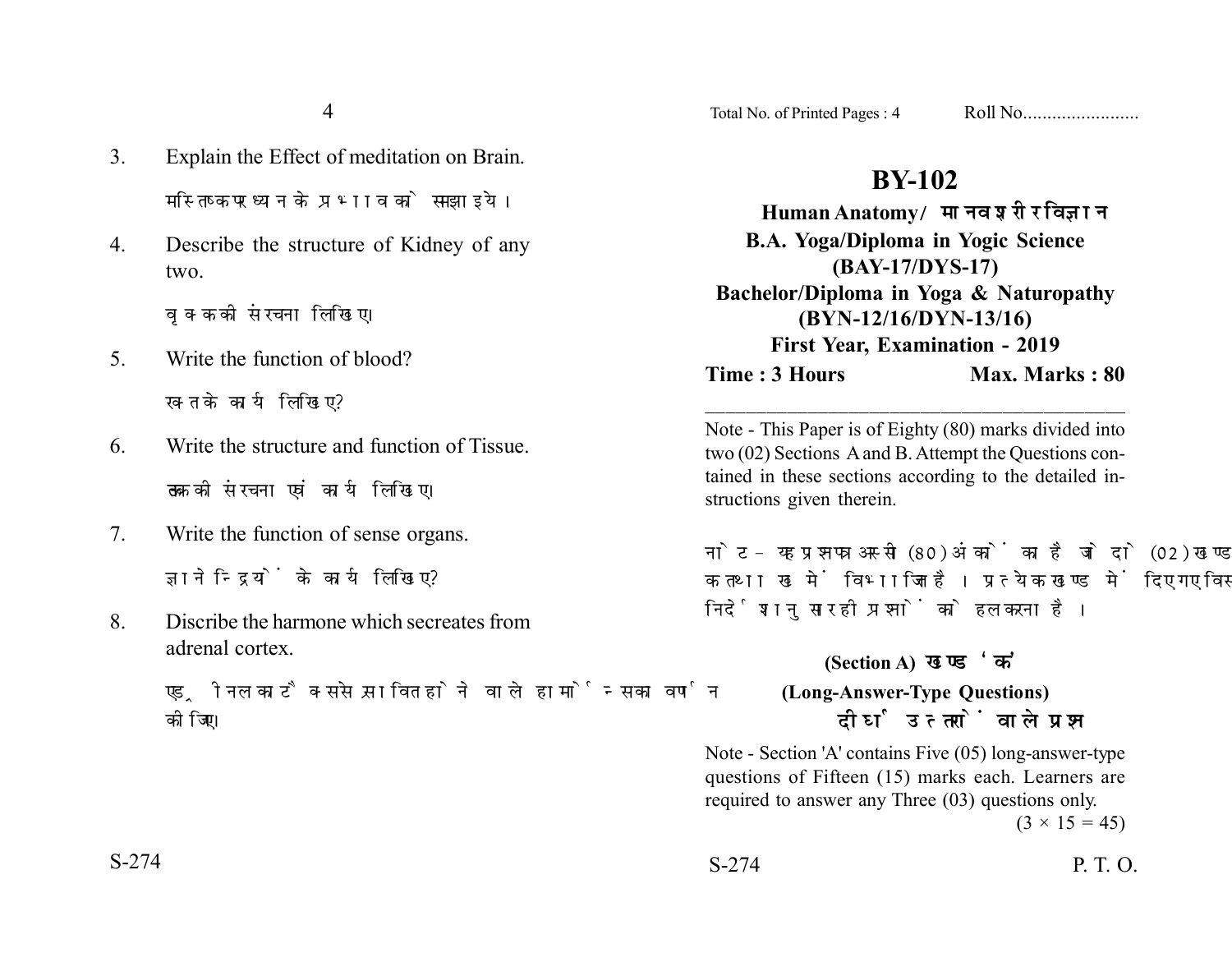3. Explain the Effect of meditation on Brain.

   मस्तिष्क पर ध्यान के प्रभाव को समझाइये।

4. Describe the structure of Kidney of any two.

   वृक्क की संरचना लिखिए।

5. Write the function of blood?

   रक्त के कार्य लिखिए?

6. Write the structure and function of Tissue.

   ऊतक की संरचना एवं कार्य लिखिए।

7. Write the function of sense organs.

   ज्ञानेन्द्रियों के कार्य लिखिए?

8. Discribe the harmone which secreates from adrenal cortex.

   एड्रीनल कार्टैक्स से स्रावित होने वाले हार्मोन्स का वर्णन कीजिए।

Total No. of Printed Pages : 4 Roll No........................

# BY-102

## Human Anatomy/ मानव शरीर विज्ञान

**B.A. Yoga/Diploma in Yogic Science (BAY-17/DYS-17)**

**Bachelor/Diploma in Yoga & Naturopathy (BYN-12/16/DYN-13/16)**

**First Year, Examination - 2019**

**Time : 3 Hours** **Max. Marks : 80**

---

Note - This Paper is of Eighty (80) marks divided into two (02) Sections A and B. Attempt the Questions contained in these sections according to the detailed instructions given therein.

नोट - यह प्रश्न पत्र अस्सी (80) अंकों का है जो दो (02) खण्डों क तथा ख में विभाजित है। प्रत्येक खण्ड में दिए गए विस्तृत निर्देशों के अनुसार ही प्रश्नों को हल करना है।

### (Section A) खण्ड 'क'

### (Long-Answer-Type Questions) दीर्घ उत्तरों वाले प्रश्न

Note - Section 'A' contains Five (05) long-answer-type questions of Fifteen (15) marks each. Learners are required to answer any Three (03) questions only.

$(3 \times 15 = 45)$

S-274

P. T. O.